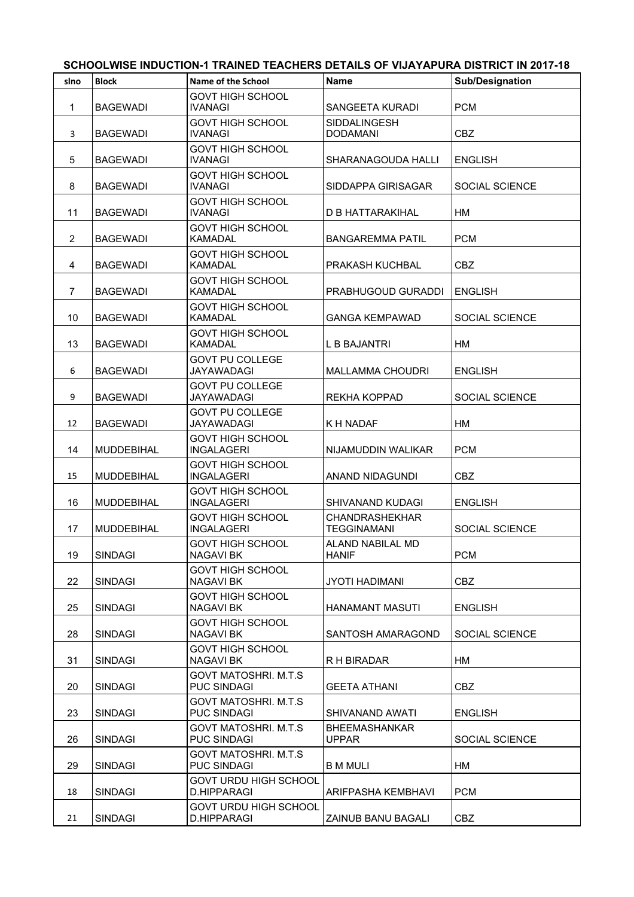**SCHOOLWISE INDUCTION-1 TRAINED TEACHERS DETAILS OF VIJAYAPURA DISTRICT IN 2017-18**

| slno | Block | Name of the School | Name | Sub/Designation |
|---|---|---|---|---|
| 1 | BAGEWADI | GOVT HIGH SCHOOL IVANAGI | SANGEETA KURADI | PCM |
| 3 | BAGEWADI | GOVT HIGH SCHOOL IVANAGI | SIDDALINGESH DODAMANI | CBZ |
| 5 | BAGEWADI | GOVT HIGH SCHOOL IVANAGI | SHARANAGOUDA HALLI | ENGLISH |
| 8 | BAGEWADI | GOVT HIGH SCHOOL IVANAGI | SIDDAPPA GIRISAGAR | SOCIAL SCIENCE |
| 11 | BAGEWADI | GOVT HIGH SCHOOL IVANAGI | D B HATTARAKIHAL | HM |
| 2 | BAGEWADI | GOVT HIGH SCHOOL KAMADAL | BANGAREMMA PATIL | PCM |
| 4 | BAGEWADI | GOVT HIGH SCHOOL KAMADAL | PRAKASH KUCHBAL | CBZ |
| 7 | BAGEWADI | GOVT HIGH SCHOOL KAMADAL | PRABHUGOUD GURADDI | ENGLISH |
| 10 | BAGEWADI | GOVT HIGH SCHOOL KAMADAL | GANGA KEMPAWAD | SOCIAL SCIENCE |
| 13 | BAGEWADI | GOVT HIGH SCHOOL KAMADAL | L B BAJANTRI | HM |
| 6 | BAGEWADI | GOVT PU COLLEGE JAYAWADAGI | MALLAMMA CHOUDRI | ENGLISH |
| 9 | BAGEWADI | GOVT PU COLLEGE JAYAWADAGI | REKHA KOPPAD | SOCIAL SCIENCE |
| 12 | BAGEWADI | GOVT PU COLLEGE JAYAWADAGI | K H NADAF | HM |
| 14 | MUDDEBIHAL | GOVT HIGH SCHOOL INGALAGERI | NIJAMUDDIN WALIKAR | PCM |
| 15 | MUDDEBIHAL | GOVT HIGH SCHOOL INGALAGERI | ANAND NIDAGUNDI | CBZ |
| 16 | MUDDEBIHAL | GOVT HIGH SCHOOL INGALAGERI | SHIVANAND KUDAGI | ENGLISH |
| 17 | MUDDEBIHAL | GOVT HIGH SCHOOL INGALAGERI | CHANDRASHEKHAR TEGGINAMANI | SOCIAL SCIENCE |
| 19 | SINDAGI | GOVT HIGH SCHOOL NAGAVI BK | ALAND NABILAL MD HANIF | PCM |
| 22 | SINDAGI | GOVT HIGH SCHOOL NAGAVI BK | JYOTI HADIMANI | CBZ |
| 25 | SINDAGI | GOVT HIGH SCHOOL NAGAVI BK | HANAMANT MASUTI | ENGLISH |
| 28 | SINDAGI | GOVT HIGH SCHOOL NAGAVI BK | SANTOSH AMARAGOND | SOCIAL SCIENCE |
| 31 | SINDAGI | GOVT HIGH SCHOOL NAGAVI BK | R H BIRADAR | HM |
| 20 | SINDAGI | GOVT MATOSHRI. M.T.S PUC SINDAGI | GEETA ATHANI | CBZ |
| 23 | SINDAGI | GOVT MATOSHRI. M.T.S PUC SINDAGI | SHIVANAND AWATI | ENGLISH |
| 26 | SINDAGI | GOVT MATOSHRI. M.T.S PUC SINDAGI | BHEEMASHANKAR UPPAR | SOCIAL SCIENCE |
| 29 | SINDAGI | GOVT MATOSHRI. M.T.S PUC SINDAGI | B M MULI | HM |
| 18 | SINDAGI | GOVT URDU HIGH SCHOOL D.HIPPARAGI | ARIFPASHA KEMBHAVI | PCM |
| 21 | SINDAGI | GOVT URDU HIGH SCHOOL D.HIPPARAGI | ZAINUB BANU BAGALI | CBZ |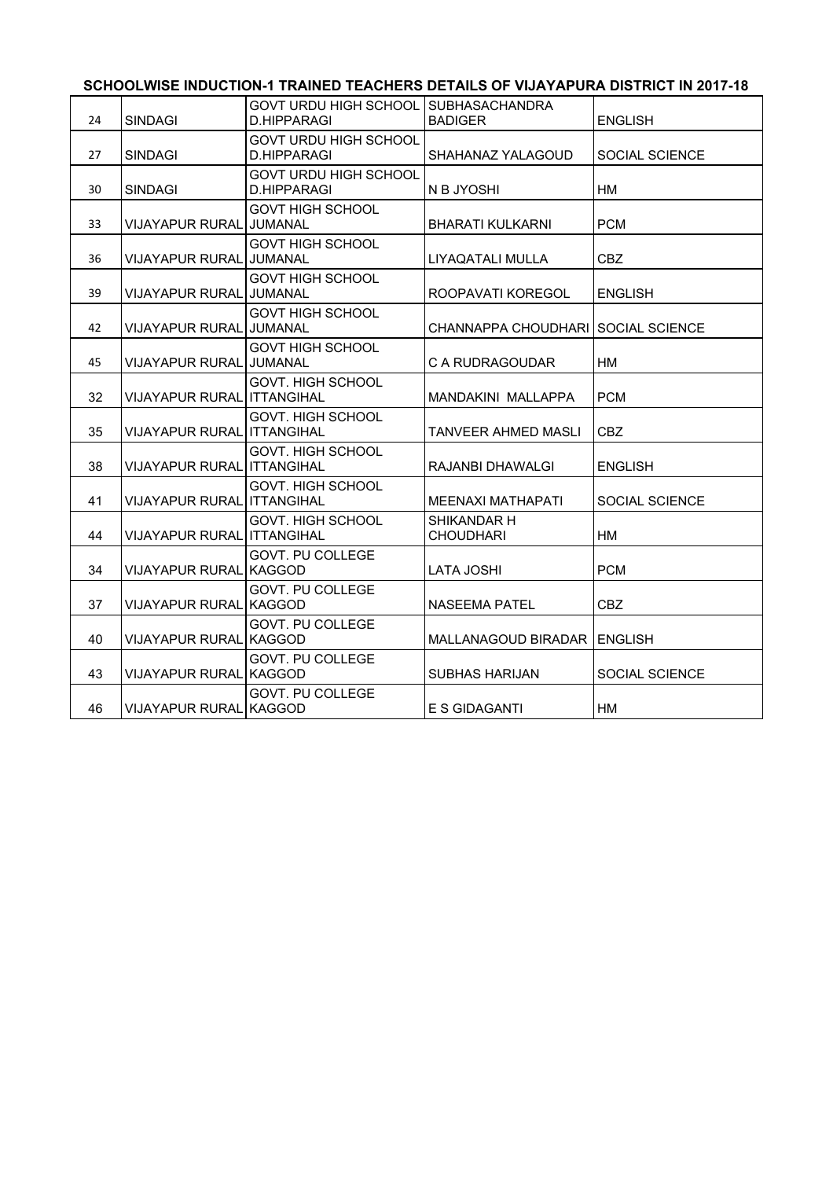**SCHOOLWISE INDUCTION-1 TRAINED TEACHERS DETAILS OF VIJAYAPURA DISTRICT IN 2017-18**

| | | | | |
|---|---|---|---|---|
| 24 | SINDAGI | GOVT URDU HIGH SCHOOL D.HIPPARAGI | SUBHASACHANDRA BADIGER | ENGLISH |
| 27 | SINDAGI | GOVT URDU HIGH SCHOOL D.HIPPARAGI | SHAHANAZ YALAGOUD | SOCIAL SCIENCE |
| 30 | SINDAGI | GOVT URDU HIGH SCHOOL D.HIPPARAGI | N B JYOSHI | HM |
| 33 | VIJAYAPUR RURAL | GOVT HIGH SCHOOL JUMANAL | BHARATI KULKARNI | PCM |
| 36 | VIJAYAPUR RURAL | GOVT HIGH SCHOOL JUMANAL | LIYAQATALI MULLA | CBZ |
| 39 | VIJAYAPUR RURAL | GOVT HIGH SCHOOL JUMANAL | ROOPAVATI KOREGOL | ENGLISH |
| 42 | VIJAYAPUR RURAL | GOVT HIGH SCHOOL JUMANAL | CHANNAPPA CHOUDHARI | SOCIAL SCIENCE |
| 45 | VIJAYAPUR RURAL | GOVT HIGH SCHOOL JUMANAL | C A RUDRAGOUDAR | HM |
| 32 | VIJAYAPUR RURAL | GOVT. HIGH SCHOOL ITTANGIHAL | MANDAKINI MALLAPPA | PCM |
| 35 | VIJAYAPUR RURAL | GOVT. HIGH SCHOOL ITTANGIHAL | TANVEER AHMED MASLI | CBZ |
| 38 | VIJAYAPUR RURAL | GOVT. HIGH SCHOOL ITTANGIHAL | RAJANBI DHAWALGI | ENGLISH |
| 41 | VIJAYAPUR RURAL | GOVT. HIGH SCHOOL ITTANGIHAL | MEENAXI MATHAPATI | SOCIAL SCIENCE |
| 44 | VIJAYAPUR RURAL | GOVT. HIGH SCHOOL ITTANGIHAL | SHIKANDAR H CHOUDHARI | HM |
| 34 | VIJAYAPUR RURAL | GOVT. PU COLLEGE KAGGOD | LATA JOSHI | PCM |
| 37 | VIJAYAPUR RURAL | GOVT. PU COLLEGE KAGGOD | NASEEMA PATEL | CBZ |
| 40 | VIJAYAPUR RURAL | GOVT. PU COLLEGE KAGGOD | MALLANAGOUD BIRADAR | ENGLISH |
| 43 | VIJAYAPUR RURAL | GOVT. PU COLLEGE KAGGOD | SUBHAS HARIJAN | SOCIAL SCIENCE |
| 46 | VIJAYAPUR RURAL | GOVT. PU COLLEGE KAGGOD | E S GIDAGANTI | HM |